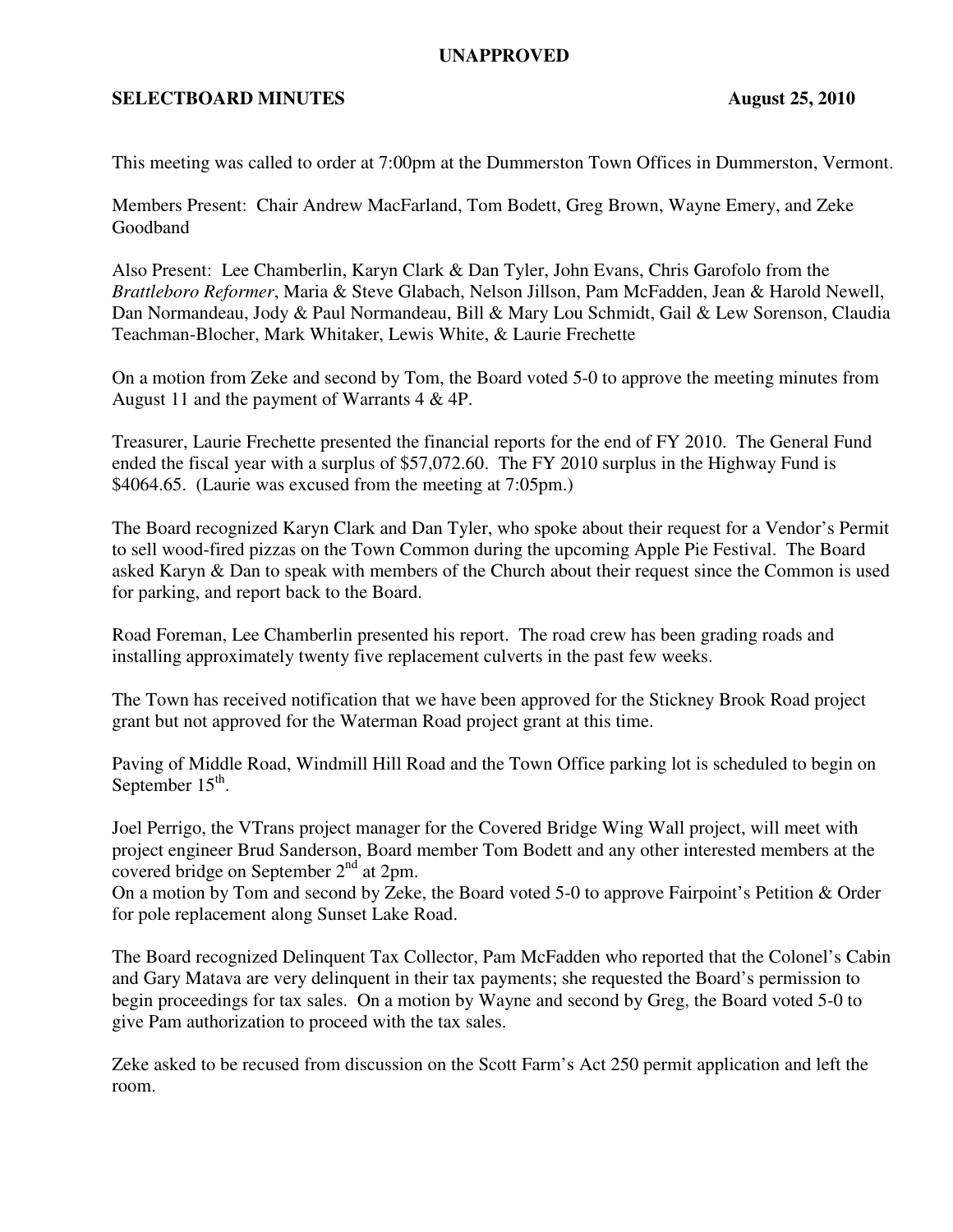**UNAPPROVED**

**SELECTBOARD MINUTES** **August 25, 2010**

This meeting was called to order at 7:00pm at the Dummerston Town Offices in Dummerston, Vermont.

Members Present: Chair Andrew MacFarland, Tom Bodett, Greg Brown, Wayne Emery, and Zeke Goodband

Also Present: Lee Chamberlin, Karyn Clark & Dan Tyler, John Evans, Chris Garofolo from the *Brattleboro Reformer*, Maria & Steve Glabach, Nelson Jillson, Pam McFadden, Jean & Harold Newell, Dan Normandeau, Jody & Paul Normandeau, Bill & Mary Lou Schmidt, Gail & Lew Sorenson, Claudia Teachman-Blocher, Mark Whitaker, Lewis White, & Laurie Frechette

On a motion from Zeke and second by Tom, the Board voted 5-0 to approve the meeting minutes from August 11 and the payment of Warrants 4 & 4P.

Treasurer, Laurie Frechette presented the financial reports for the end of FY 2010. The General Fund ended the fiscal year with a surplus of $57,072.60. The FY 2010 surplus in the Highway Fund is $4064.65. (Laurie was excused from the meeting at 7:05pm.)

The Board recognized Karyn Clark and Dan Tyler, who spoke about their request for a Vendor's Permit to sell wood-fired pizzas on the Town Common during the upcoming Apple Pie Festival. The Board asked Karyn & Dan to speak with members of the Church about their request since the Common is used for parking, and report back to the Board.

Road Foreman, Lee Chamberlin presented his report. The road crew has been grading roads and installing approximately twenty five replacement culverts in the past few weeks.

The Town has received notification that we have been approved for the Stickney Brook Road project grant but not approved for the Waterman Road project grant at this time.

Paving of Middle Road, Windmill Hill Road and the Town Office parking lot is scheduled to begin on September 15th.

Joel Perrigo, the VTrans project manager for the Covered Bridge Wing Wall project, will meet with project engineer Brud Sanderson, Board member Tom Bodett and any other interested members at the covered bridge on September 2nd at 2pm.

On a motion by Tom and second by Zeke, the Board voted 5-0 to approve Fairpoint's Petition & Order for pole replacement along Sunset Lake Road.

The Board recognized Delinquent Tax Collector, Pam McFadden who reported that the Colonel's Cabin and Gary Matava are very delinquent in their tax payments; she requested the Board's permission to begin proceedings for tax sales. On a motion by Wayne and second by Greg, the Board voted 5-0 to give Pam authorization to proceed with the tax sales.

Zeke asked to be recused from discussion on the Scott Farm's Act 250 permit application and left the room.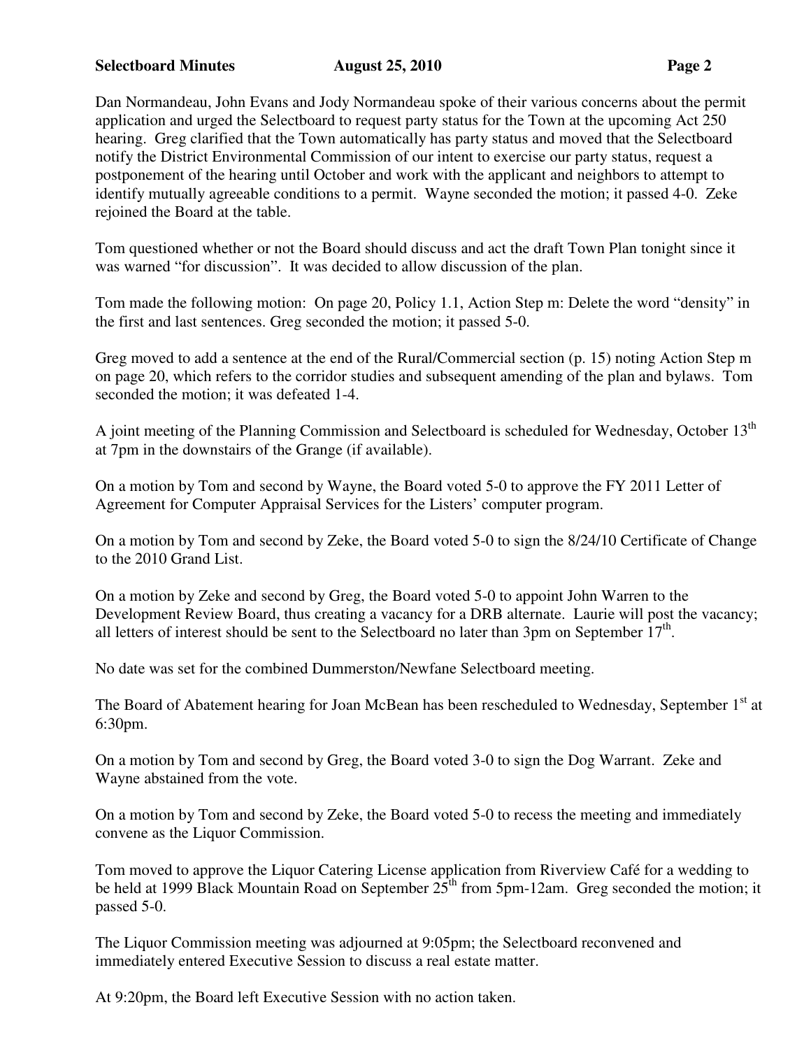Dan Normandeau, John Evans and Jody Normandeau spoke of their various concerns about the permit application and urged the Selectboard to request party status for the Town at the upcoming Act 250 hearing. Greg clarified that the Town automatically has party status and moved that the Selectboard notify the District Environmental Commission of our intent to exercise our party status, request a postponement of the hearing until October and work with the applicant and neighbors to attempt to identify mutually agreeable conditions to a permit. Wayne seconded the motion; it passed 4-0. Zeke rejoined the Board at the table.

Tom questioned whether or not the Board should discuss and act the draft Town Plan tonight since it was warned "for discussion". It was decided to allow discussion of the plan.

Tom made the following motion: On page 20, Policy 1.1, Action Step m: Delete the word "density" in the first and last sentences. Greg seconded the motion; it passed 5-0.

Greg moved to add a sentence at the end of the Rural/Commercial section (p. 15) noting Action Step m on page 20, which refers to the corridor studies and subsequent amending of the plan and bylaws. Tom seconded the motion; it was defeated 1-4.

A joint meeting of the Planning Commission and Selectboard is scheduled for Wednesday, October 13th at 7pm in the downstairs of the Grange (if available).

On a motion by Tom and second by Wayne, the Board voted 5-0 to approve the FY 2011 Letter of Agreement for Computer Appraisal Services for the Listers' computer program.

On a motion by Tom and second by Zeke, the Board voted 5-0 to sign the 8/24/10 Certificate of Change to the 2010 Grand List.

On a motion by Zeke and second by Greg, the Board voted 5-0 to appoint John Warren to the Development Review Board, thus creating a vacancy for a DRB alternate. Laurie will post the vacancy; all letters of interest should be sent to the Selectboard no later than 3pm on September 17th.

No date was set for the combined Dummerston/Newfane Selectboard meeting.

The Board of Abatement hearing for Joan McBean has been rescheduled to Wednesday, September 1st at 6:30pm.

On a motion by Tom and second by Greg, the Board voted 3-0 to sign the Dog Warrant. Zeke and Wayne abstained from the vote.

On a motion by Tom and second by Zeke, the Board voted 5-0 to recess the meeting and immediately convene as the Liquor Commission.

Tom moved to approve the Liquor Catering License application from Riverview Café for a wedding to be held at 1999 Black Mountain Road on September 25th from 5pm-12am. Greg seconded the motion; it passed 5-0.

The Liquor Commission meeting was adjourned at 9:05pm; the Selectboard reconvened and immediately entered Executive Session to discuss a real estate matter.

At 9:20pm, the Board left Executive Session with no action taken.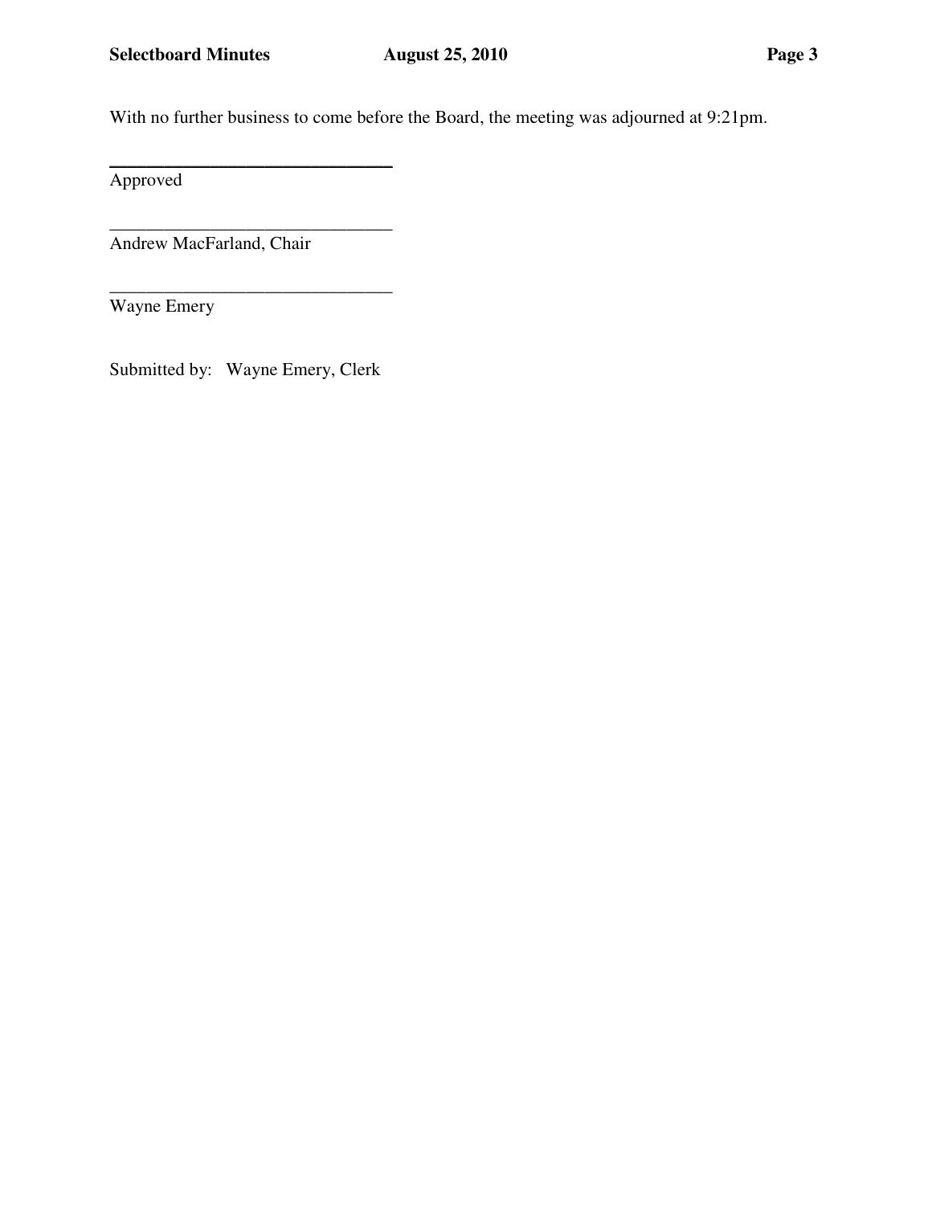With no further business to come before the Board, the meeting was adjourned at 9:21pm.

_______________________________
Approved

_______________________________
Andrew MacFarland, Chair

_______________________________
Wayne Emery

Submitted by: Wayne Emery, Clerk